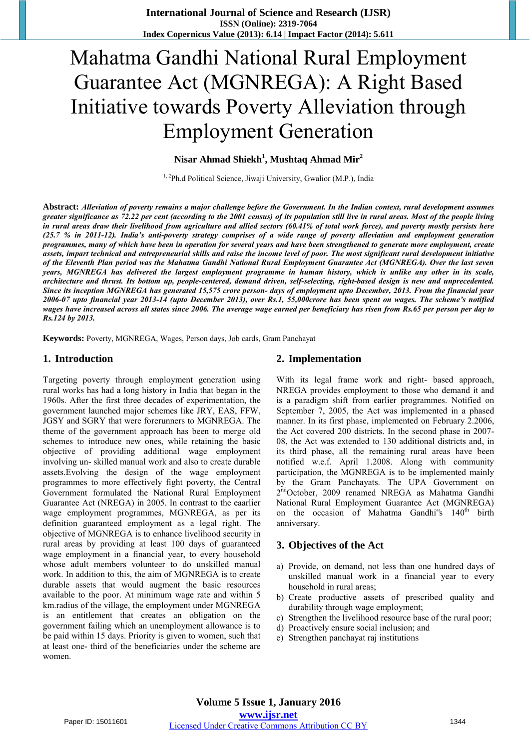# Mahatma Gandhi National Rural Employment Guarantee Act (MGNREGA): A Right Based Initiative towards Poverty Alleviation through Employment Generation

**Nisar Ahmad Shiekh[1], Mushtaq Ahmad Mir[2]**

[1, 2]Ph.d Political Science, Jiwaji University, Gwalior (M.P.), India

**Abstract:** ***Alleviation of poverty remains a major challenge before the Government. In the Indian context, rural development assumes greater significance as 72.22 per cent (according to the 2001 census) of its population still live in rural areas. Most of the people living in rural areas draw their livelihood from agriculture and allied sectors (60.41% of total work force), and poverty mostly persists here (25.7 % in 2011-12). India's anti-poverty strategy comprises of a wide range of poverty alleviation and employment generation programmes, many of which have been in operation for several years and have been strengthened to generate more employment, create assets, impart technical and entrepreneurial skills and raise the income level of poor. The most significant rural development initiative of the Eleventh Plan period was the Mahatma Gandhi National Rural Employment Guarantee Act (MGNREGA). Over the last seven years, MGNREGA has delivered the largest employment programme in human history, which is unlike any other in its scale, architecture and thrust. Its bottom up, people-centered, demand driven, self-selecting, right-based design is new and unprecedented. Since its inception MGNREGA has generated 15,575 crore person- days of employment upto December, 2013. From the financial year 2006-07 upto financial year 2013-14 (upto December 2013), over Rs.1, 55,000crore has been spent on wages. The scheme's notified wages have increased across all states since 2006. The average wage earned per beneficiary has risen from Rs.65 per person per day to Rs.124 by 2013.***

**Keywords:** Poverty, MGNREGA, Wages, Person days, Job cards, Gram Panchayat

## 1. Introduction

Targeting poverty through employment generation using rural works has had a long history in India that began in the 1960s. After the first three decades of experimentation, the government launched major schemes like JRY, EAS, FFW, JGSY and SGRY that were forerunners to MGNREGA. The theme of the government approach has been to merge old schemes to introduce new ones, while retaining the basic objective of providing additional wage employment involving un- skilled manual work and also to create durable assets.Evolving the design of the wage employment programmes to more effectively fight poverty, the Central Government formulated the National Rural Employment Guarantee Act (NREGA) in 2005. In contrast to the eaarlier wage employment programmes, MGNREGA, as per its definition guaranteed employment as a legal right. The objective of MGNREGA is to enhance livelihood security in rural areas by providing at least 100 days of guaranteed wage employment in a financial year, to every household whose adult members volunteer to do unskilled manual work. In addition to this, the aim of MGNREGA is to create durable assets that would augment the basic resources available to the poor. At minimum wage rate and within 5 km.radius of the village, the employment under MGNREGA is an entitlement that creates an obligation on the government failing which an unemployment allowance is to be paid within 15 days. Priority is given to women, such that at least one- third of the beneficiaries under the scheme are women.

## 2. Implementation

With its legal frame work and right- based approach, NREGA provides employment to those who demand it and is a paradigm shift from earlier programmes. Notified on September 7, 2005, the Act was implemented in a phased manner. In its first phase, implemented on February 2.2006, the Act covered 200 districts. In the second phase in 2007-08, the Act was extended to 130 additional districts and, in its third phase, all the remaining rural areas have been notified w.e.f. April 1.2008. Along with community participation, the MGNREGA is to be implemented mainly by the Gram Panchayats. The UPA Government on 2nd October, 2009 renamed NREGA as Mahatma Gandhi National Rural Employment Guarantee Act (MGNREGA) on the occasion of Mahatma Gandhi"s 140th birth anniversary.

## 3. Objectives of the Act

a) Provide, on demand, not less than one hundred days of unskilled manual work in a financial year to every household in rural areas;
b) Create productive assets of prescribed quality and durability through wage employment;
c) Strengthen the livelihood resource base of the rural poor;
d) Proactively ensure social inclusion; and
e) Strengthen panchayat raj institutions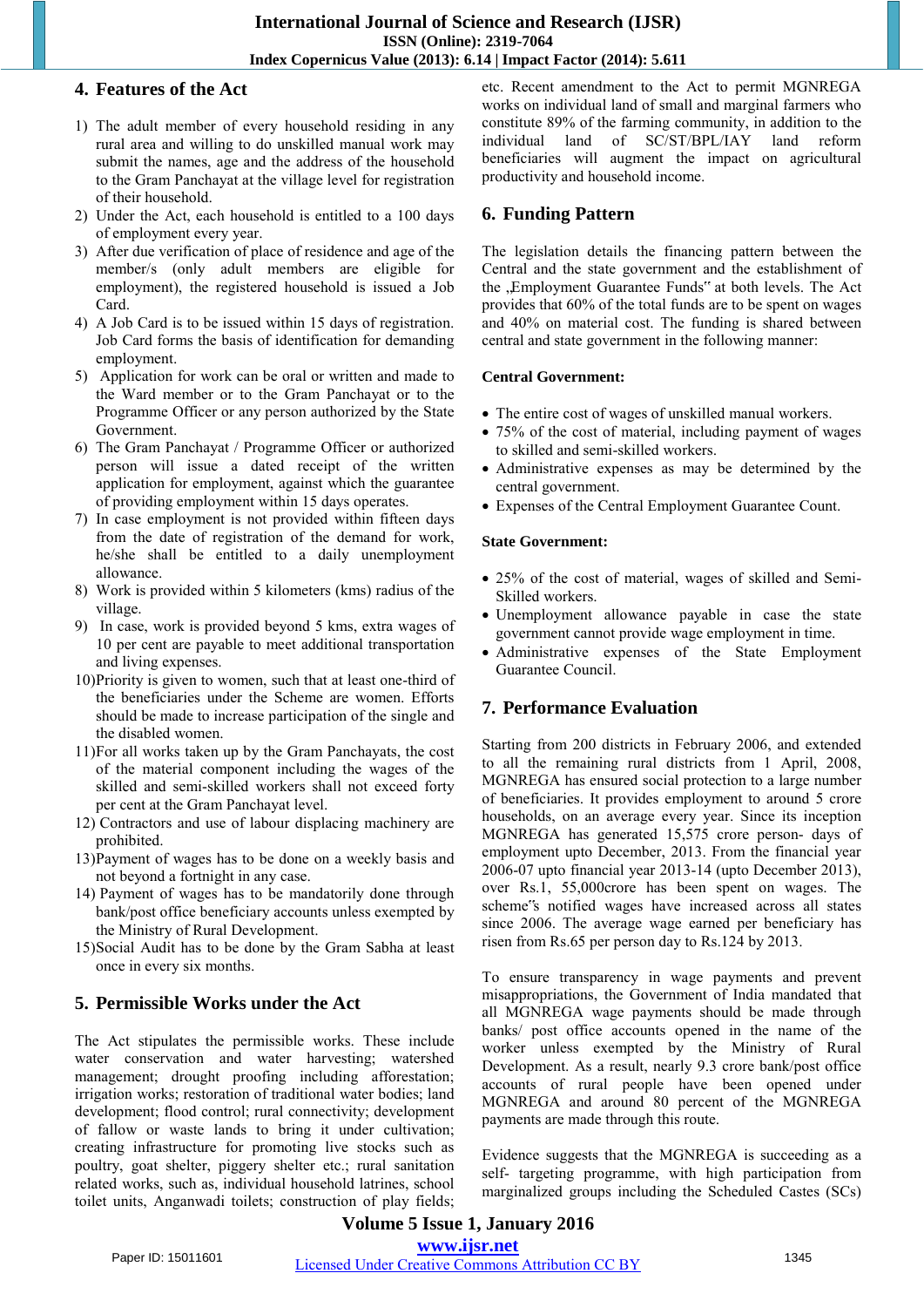## 4. Features of the Act

1) The adult member of every household residing in any rural area and willing to do unskilled manual work may submit the names, age and the address of the household to the Gram Panchayat at the village level for registration of their household.
2) Under the Act, each household is entitled to a 100 days of employment every year.
3) After due verification of place of residence and age of the member/s (only adult members are eligible for employment), the registered household is issued a Job Card.
4) A Job Card is to be issued within 15 days of registration. Job Card forms the basis of identification for demanding employment.
5) Application for work can be oral or written and made to the Ward member or to the Gram Panchayat or to the Programme Officer or any person authorized by the State Government.
6) The Gram Panchayat / Programme Officer or authorized person will issue a dated receipt of the written application for employment, against which the guarantee of providing employment within 15 days operates.
7) In case employment is not provided within fifteen days from the date of registration of the demand for work, he/she shall be entitled to a daily unemployment allowance.
8) Work is provided within 5 kilometers (kms) radius of the village.
9) In case, work is provided beyond 5 kms, extra wages of 10 per cent are payable to meet additional transportation and living expenses.
10) Priority is given to women, such that at least one-third of the beneficiaries under the Scheme are women. Efforts should be made to increase participation of the single and the disabled women.
11) For all works taken up by the Gram Panchayats, the cost of the material component including the wages of the skilled and semi-skilled workers shall not exceed forty per cent at the Gram Panchayat level.
12) Contractors and use of labour displacing machinery are prohibited.
13) Payment of wages has to be done on a weekly basis and not beyond a fortnight in any case.
14) Payment of wages has to be mandatorily done through bank/post office beneficiary accounts unless exempted by the Ministry of Rural Development.
15) Social Audit has to be done by the Gram Sabha at least once in every six months.

## 5. Permissible Works under the Act

The Act stipulates the permissible works. These include water conservation and water harvesting; watershed management; drought proofing including afforestation; irrigation works; restoration of traditional water bodies; land development; flood control; rural connectivity; development of fallow or waste lands to bring it under cultivation; creating infrastructure for promoting live stocks such as poultry, goat shelter, piggery shelter etc.; rural sanitation related works, such as, individual household latrines, school toilet units, Anganwadi toilets; construction of play fields; etc. Recent amendment to the Act to permit MGNREGA works on individual land of small and marginal farmers who constitute 89% of the farming community, in addition to the individual land of SC/ST/BPL/IAY land reform beneficiaries will augment the impact on agricultural productivity and household income.

## 6. Funding Pattern

The legislation details the financing pattern between the Central and the state government and the establishment of the „Employment Guarantee Funds" at both levels. The Act provides that 60% of the total funds are to be spent on wages and 40% on material cost. The funding is shared between central and state government in the following manner:

**Central Government:**

- The entire cost of wages of unskilled manual workers.
- 75% of the cost of material, including payment of wages to skilled and semi-skilled workers.
- Administrative expenses as may be determined by the central government.
- Expenses of the Central Employment Guarantee Count.

**State Government:**

- 25% of the cost of material, wages of skilled and Semi-Skilled workers.
- Unemployment allowance payable in case the state government cannot provide wage employment in time.
- Administrative expenses of the State Employment Guarantee Council.

## 7. Performance Evaluation

Starting from 200 districts in February 2006, and extended to all the remaining rural districts from 1 April, 2008, MGNREGA has ensured social protection to a large number of beneficiaries. It provides employment to around 5 crore households, on an average every year. Since its inception MGNREGA has generated 15,575 crore person- days of employment upto December, 2013. From the financial year 2006-07 upto financial year 2013-14 (upto December 2013), over Rs.1, 55,000crore has been spent on wages. The scheme"s notified wages have increased across all states since 2006. The average wage earned per beneficiary has risen from Rs.65 per person day to Rs.124 by 2013.

To ensure transparency in wage payments and prevent misappropriations, the Government of India mandated that all MGNREGA wage payments should be made through banks/ post office accounts opened in the name of the worker unless exempted by the Ministry of Rural Development. As a result, nearly 9.3 crore bank/post office accounts of rural people have been opened under MGNREGA and around 80 percent of the MGNREGA payments are made through this route.

Evidence suggests that the MGNREGA is succeeding as a self- targeting programme, with high participation from marginalized groups including the Scheduled Castes (SCs)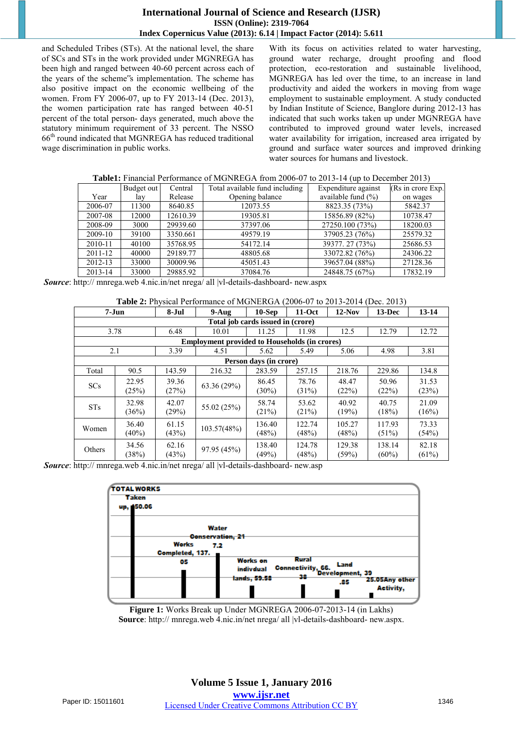and Scheduled Tribes (STs). At the national level, the share of SCs and STs in the work provided under MGNREGA has been high and ranged between 40-60 percent across each of the years of the scheme"s implementation. The scheme has also positive impact on the economic wellbeing of the women. From FY 2006-07, up to FY 2013-14 (Dec. 2013), the women participation rate has ranged between 40-51 percent of the total person- days generated, much above the statutory minimum requirement of 33 percent. The NSSO 66th round indicated that MGNREGA has reduced traditional wage discrimination in public works.

With its focus on activities related to water harvesting, ground water recharge, drought proofing and flood protection, eco-restoration and sustainable livelihood, MGNREGA has led over the time, to an increase in land productivity and aided the workers in moving from wage employment to sustainable employment. A study conducted by Indian Institute of Science, Banglore during 2012-13 has indicated that such works taken up under MGNREGA have contributed to improved ground water levels, increased water availability for irrigation, increased area irrigated by ground and surface water sources and improved drinking water sources for humans and livestock.

**Table1:** Financial Performance of MGNREGA from 2006-07 to 2013-14 (up to December 2013)

| Year | Budget out lay | Central Release | Total available fund including Opening balance | Expenditure against available fund (%) | (Rs in crore Exp. on wages |
|---|---|---|---|---|---|
| 2006-07 | 11300 | 8640.85 | 12073.55 | 8823.35 (73%) | 5842.37 |
| 2007-08 | 12000 | 12610.39 | 19305.81 | 15856.89 (82%) | 10738.47 |
| 2008-09 | 3000 | 29939.60 | 37397.06 | 27250.100 (73%) | 18200.03 |
| 2009-10 | 39100 | 3350.661 | 49579.19 | 37905.23 (76%) | 25579.32 |
| 2010-11 | 40100 | 35768.95 | 54172.14 | 39377. 27 (73%) | 25686.53 |
| 2011-12 | 40000 | 29189.77 | 48805.68 | 33072.82 (76%) | 24306.22 |
| 2012-13 | 33000 | 30009.96 | 45051.43 | 39657.04 (88%) | 27128.36 |
| 2013-14 | 33000 | 29885.92 | 37084.76 | 24848.75 (67%) | 17832.19 |

***Source***: http:// mnrega.web 4.nic.in/net nrega/ all |vl-details-dashboard- new.aspx

**Table 2:** Physical Performance of MGNERGA (2006-07 to 2013-2014 (Dec. 2013)

| 7-Jun | | 8-Jul | 9-Aug | 10-Sep | 11-Oct | 12-Nov | 13-Dec | 13-14 |
|---|---|---|---|---|---|---|---|---|
| **Total job cards issued in (crore)** | | | | | | | | |
| 3.78 | | 6.48 | 10.01 | 11.25 | 11.98 | 12.5 | 12.79 | 12.72 |
| **Employment provided to Households (in crores)** | | | | | | | | |
| 2.1 | | 3.39 | 4.51 | 5.62 | 5.49 | 5.06 | 4.98 | 3.81 |
| **Person days (in crore)** | | | | | | | | |
| Total | 90.5 | 143.59 | 216.32 | 283.59 | 257.15 | 218.76 | 229.86 | 134.8 |
| SCs | 22.95 (25%) | 39.36 (27%) | 63.36 (29%) | 86.45 (30%) | 78.76 (31%) | 48.47 (22%) | 50.96 (22%) | 31.53 (23%) |
| STs | 32.98 (36%) | 42.07 (29%) | 55.02 (25%) | 58.74 (21%) | 53.62 (21%) | 40.92 (19%) | 40.75 (18%) | 21.09 (16%) |
| Women | 36.40 (40%) | 61.15 (43%) | 103.57(48%) | 136.40 (48%) | 122.74 (48%) | 105.27 (48%) | 117.93 (51%) | 73.33 (54%) |
| Others | 34.56 (38%) | 62.16 (43%) | 97.95 (45%) | 138.40 (49%) | 124.78 (48%) | 129.38 (59%) | 138.14 (60%) | 82.18 (61%) |

***Source***: http:// mnrega.web 4.nic.in/net nrega/ all |vl-details-dashboard- new.asp

TOTAL WORKS Taken up, 250.06; Works Completed, 137.05; Water Conservation, 217.2; Works on indivdual lands, 59.58; Rural Connectivity, 66.38; Land Development, 39.85; Any other Activity, 25.05

**Figure 1:** Works Break up Under MGNREGA 2006-07-2013-14 (in Lakhs)
**Source**: http:// mnrega.web 4.nic.in/net nrega/ all |vl-details-dashboard- new.aspx.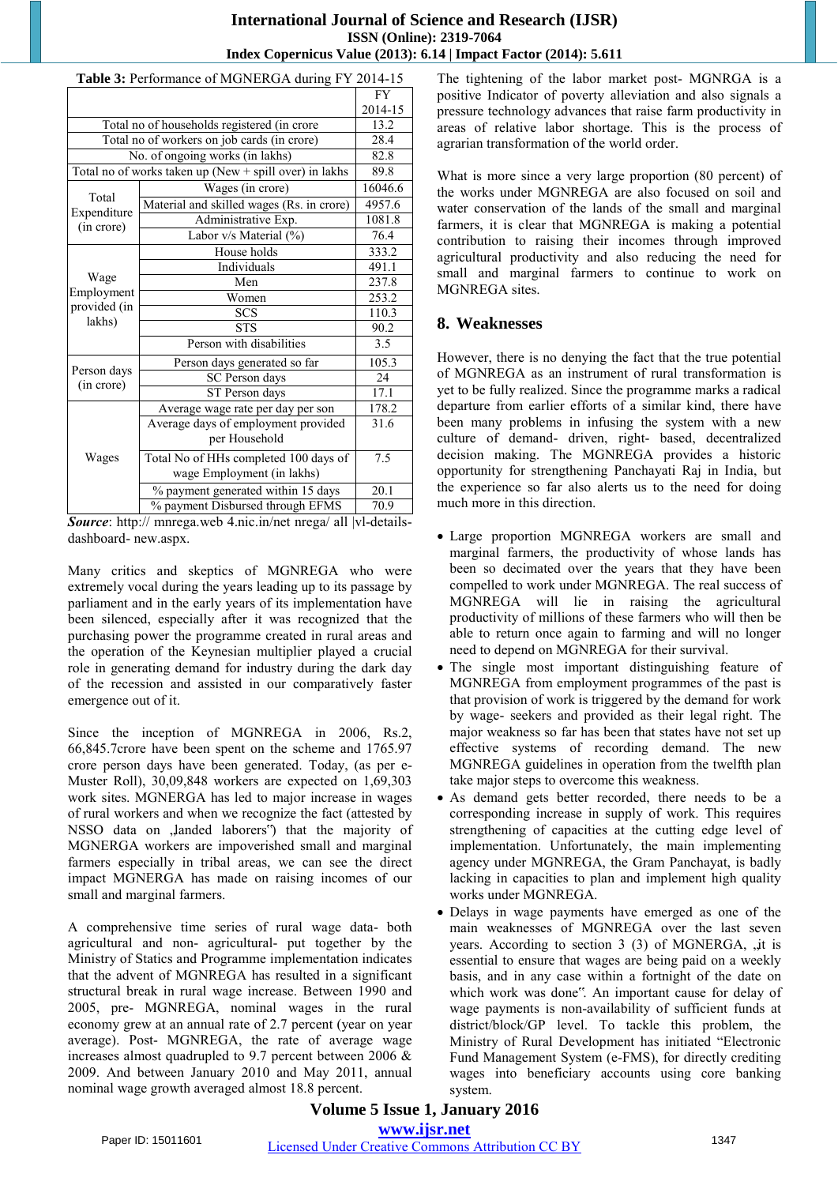**Table 3:** Performance of MGNREGA during FY 2014-15

| | | FY 2014-15 |
|---|---|---|
| Total no of households registered (in crore | | 13.2 |
| Total no of workers on job cards (in crore) | | 28.4 |
| No. of ongoing works (in lakhs) | | 82.8 |
| Total no of works taken up (New + spill over) in lakhs | | 89.8 |
| Total Expenditure (in crore) | Wages (in crore) | 16046.6 |
| | Material and skilled wages (Rs. in crore) | 4957.6 |
| | Administrative Exp. | 1081.8 |
| | Labor v/s Material (%) | 76.4 |
| Wage Employment provided (in lakhs) | House holds | 333.2 |
| | Individuals | 491.1 |
| | Men | 237.8 |
| | Women | 253.2 |
| | SCS | 110.3 |
| | STS | 90.2 |
| | Person with disabilities | 3.5 |
| Person days (in crore) | Person days generated so far | 105.3 |
| | SC Person days | 24 |
| | ST Person days | 17.1 |
| Wages | Average wage rate per day per son | 178.2 |
| | Average days of employment provided per Household | 31.6 |
| | Total No of HHs completed 100 days of wage Employment (in lakhs) | 7.5 |
| | % payment generated within 15 days | 20.1 |
| | % payment Disbursed through EFMS | 70.9 |

***Source***: http:// mnrega.web 4.nic.in/net nrega/ all |vl-details-dashboard- new.aspx.

Many critics and skeptics of MGNREGA who were extremely vocal during the years leading up to its passage by parliament and in the early years of its implementation have been silenced, especially after it was recognized that the purchasing power the programme created in rural areas and the operation of the Keynesian multiplier played a crucial role in generating demand for industry during the dark day of the recession and assisted in our comparatively faster emergence out of it.

Since the inception of MGNREGA in 2006, Rs.2, 66,845.7crore have been spent on the scheme and 1765.97 crore person days have been generated. Today, (as per e-Muster Roll), 30,09,848 workers are expected on 1,69,303 work sites. MGNREGA has led to major increase in wages of rural workers and when we recognize the fact (attested by NSSO data on „landed laborers") that the majority of MGNREGA workers are impoverished small and marginal farmers especially in tribal areas, we can see the direct impact MGNREGA has made on raising incomes of our small and marginal farmers.

A comprehensive time series of rural wage data- both agricultural and non- agricultural- put together by the Ministry of Statics and Programme implementation indicates that the advent of MGNREGA has resulted in a significant structural break in rural wage increase. Between 1990 and 2005, pre- MGNREGA, nominal wages in the rural economy grew at an annual rate of 2.7 percent (year on year average). Post- MGNREGA, the rate of average wage increases almost quadrupled to 9.7 percent between 2006 & 2009. And between January 2010 and May 2011, annual nominal wage growth averaged almost 18.8 percent.

The tightening of the labor market post- MGNRGA is a positive Indicator of poverty alleviation and also signals a pressure technology advances that raise farm productivity in areas of relative labor shortage. This is the process of agrarian transformation of the world order.

What is more since a very large proportion (80 percent) of the works under MGNREGA are also focused on soil and water conservation of the lands of the small and marginal farmers, it is clear that MGNREGA is making a potential contribution to raising their incomes through improved agricultural productivity and also reducing the need for small and marginal farmers to continue to work on MGNREGA sites.

## 8. Weaknesses

However, there is no denying the fact that the true potential of MGNREGA as an instrument of rural transformation is yet to be fully realized. Since the programme marks a radical departure from earlier efforts of a similar kind, there have been many problems in infusing the system with a new culture of demand- driven, right- based, decentralized decision making. The MGNREGA provides a historic opportunity for strengthening Panchayati Raj in India, but the experience so far also alerts us to the need for doing much more in this direction.

- Large proportion MGNREGA workers are small and marginal farmers, the productivity of whose lands has been so decimated over the years that they have been compelled to work under MGNREGA. The real success of MGNREGA will lie in raising the agricultural productivity of millions of these farmers who will then be able to return once again to farming and will no longer need to depend on MGNREGA for their survival.
- The single most important distinguishing feature of MGNREGA from employment programmes of the past is that provision of work is triggered by the demand for work by wage- seekers and provided as their legal right. The major weakness so far has been that states have not set up effective systems of recording demand. The new MGNREGA guidelines in operation from the twelfth plan take major steps to overcome this weakness.
- As demand gets better recorded, there needs to be a corresponding increase in supply of work. This requires strengthening of capacities at the cutting edge level of implementation. Unfortunately, the main implementing agency under MGNREGA, the Gram Panchayat, is badly lacking in capacities to plan and implement high quality works under MGNREGA.
- Delays in wage payments have emerged as one of the main weaknesses of MGNREGA over the last seven years. According to section 3 (3) of MGNERGA, „it is essential to ensure that wages are being paid on a weekly basis, and in any case within a fortnight of the date on which work was done". An important cause for delay of wage payments is non-availability of sufficient funds at district/block/GP level. To tackle this problem, the Ministry of Rural Development has initiated "Electronic Fund Management System (e-FMS), for directly crediting wages into beneficiary accounts using core banking system.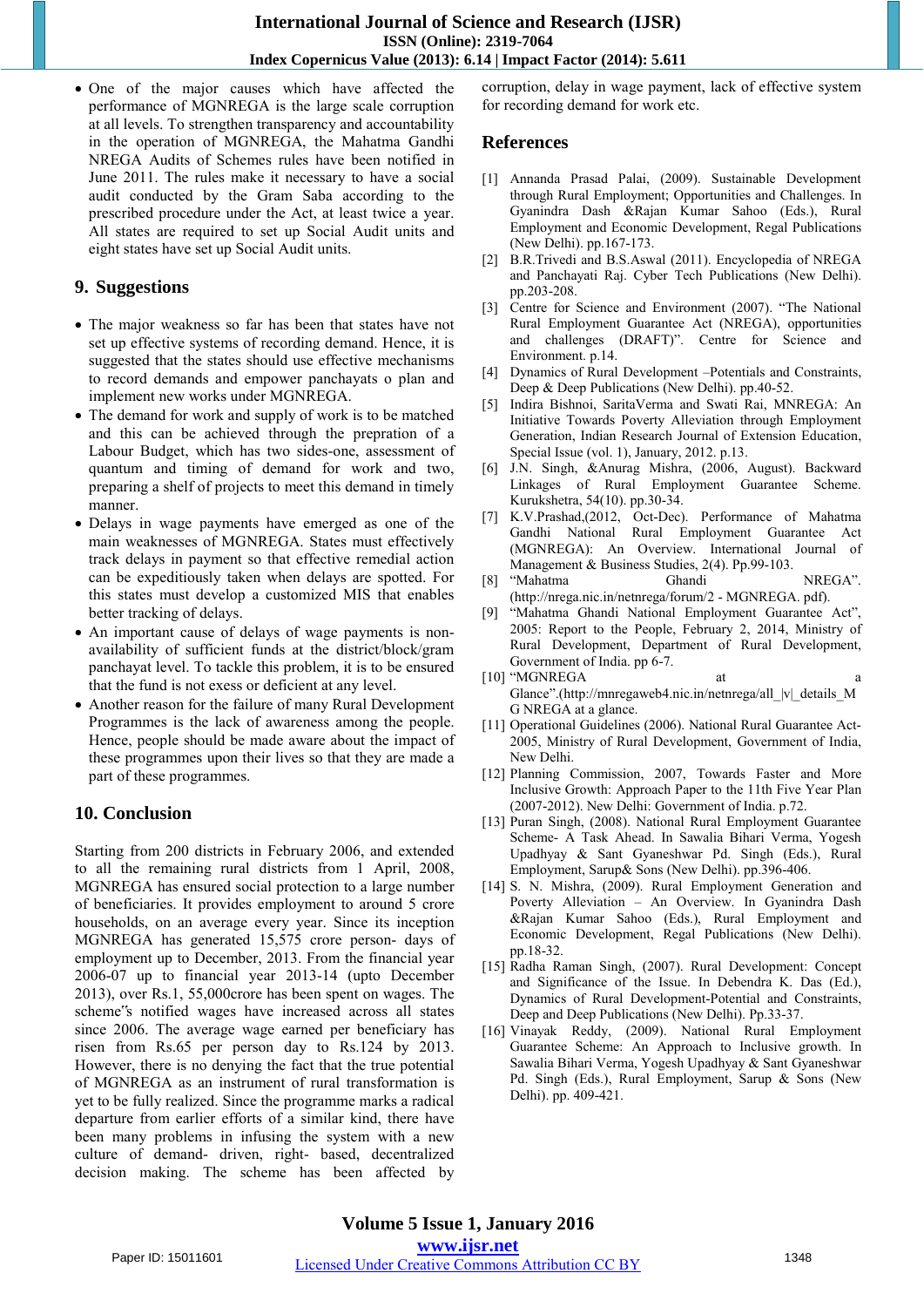- One of the major causes which have affected the performance of MGNREGA is the large scale corruption at all levels. To strengthen transparency and accountability in the operation of MGNREGA, the Mahatma Gandhi NREGA Audits of Schemes rules have been notified in June 2011. The rules make it necessary to have a social audit conducted by the Gram Saba according to the prescribed procedure under the Act, at least twice a year. All states are required to set up Social Audit units and eight states have set up Social Audit units.

## 9. Suggestions

- The major weakness so far has been that states have not set up effective systems of recording demand. Hence, it is suggested that the states should use effective mechanisms to record demands and empower panchayats o plan and implement new works under MGNREGA.
- The demand for work and supply of work is to be matched and this can be achieved through the prepration of a Labour Budget, which has two sides-one, assessment of quantum and timing of demand for work and two, preparing a shelf of projects to meet this demand in timely manner.
- Delays in wage payments have emerged as one of the main weaknesses of MGNREGA. States must effectively track delays in payment so that effective remedial action can be expeditiously taken when delays are spotted. For this states must develop a customized MIS that enables better tracking of delays.
- An important cause of delays of wage payments is non-availability of sufficient funds at the district/block/gram panchayat level. To tackle this problem, it is to be ensured that the fund is not excess or deficient at any level.
- Another reason for the failure of many Rural Development Programmes is the lack of awareness among the people. Hence, people should be made aware about the impact of these programmes upon their lives so that they are made a part of these programmes.

## 10. Conclusion

Starting from 200 districts in February 2006, and extended to all the remaining rural districts from 1 April, 2008, MGNREGA has ensured social protection to a large number of beneficiaries. It provides employment to around 5 crore households, on an average every year. Since its inception MGNREGA has generated 15,575 crore person- days of employment up to December, 2013. From the financial year 2006-07 up to financial year 2013-14 (upto December 2013), over Rs.1, 55,000crore has been spent on wages. The scheme"s notified wages have increased across all states since 2006. The average wage earned per beneficiary has risen from Rs.65 per person day to Rs.124 by 2013. However, there is no denying the fact that the true potential of MGNREGA as an instrument of rural transformation is yet to be fully realized. Since the programme marks a radical departure from earlier efforts of a similar kind, there have been many problems in infusing the system with a new culture of demand- driven, right- based, decentralized decision making. The scheme has been affected by corruption, delay in wage payment, lack of effective system for recording demand for work etc.

## References

[1] Annanda Prasad Palai, (2009). Sustainable Development through Rural Employment; Opportunities and Challenges. In Gyanindra Dash &Rajan Kumar Sahoo (Eds.), Rural Employment and Economic Development, Regal Publications (New Delhi). pp.167-173.

[2] B.R.Trivedi and B.S.Aswal (2011). Encyclopedia of NREGA and Panchayati Raj. Cyber Tech Publications (New Delhi). pp.203-208.

[3] Centre for Science and Environment (2007). "The National Rural Employment Guarantee Act (NREGA), opportunities and challenges (DRAFT)". Centre for Science and Environment. p.14.

[4] Dynamics of Rural Development –Potentials and Constraints, Deep & Deep Publications (New Delhi). pp.40-52.

[5] Indira Bishnoi, SaritaVerma and Swati Rai, MNREGA: An Initiative Towards Poverty Alleviation through Employment Generation, Indian Research Journal of Extension Education, Special Issue (vol. 1), January, 2012. p.13.

[6] J.N. Singh, &Anurag Mishra, (2006, August). Backward Linkages of Rural Employment Guarantee Scheme. Kurukshetra, 54(10). pp.30-34.

[7] K.V.Prashad,(2012, Oct-Dec). Performance of Mahatma Gandhi National Rural Employment Guarantee Act (MGNREGA): An Overview. International Journal of Management & Business Studies, 2(4). Pp.99-103.

[8] "Mahatma Ghandi NREGA". (http://nrega.nic.in/netnrega/forum/2 - MGNREGA. pdf).

[9] "Mahatma Ghandi National Rural Employment Guarantee Act", 2005: Report to the People, February 2, 2014, Ministry of Rural Development, Department of Rural Development, Government of India. pp 6-7.

[10] "MGNREGA at a Glance".(http://mnregaweb4.nic.in/netnrega/all_|v|_details_M G NREGA at a glance.

[11] Operational Guidelines (2006). National Rural Guarantee Act-2005, Ministry of Rural Development, Government of India, New Delhi.

[12] Planning Commission, 2007, Towards Faster and More Inclusive Growth: Approach Paper to the 11th Five Year Plan (2007-2012). New Delhi: Government of India. p.72.

[13] Puran Singh, (2008). National Rural Employment Guarantee Scheme- A Task Ahead. In Sawalia Bihari Verma, Yogesh Upadhyay & Sant Gyaneshwar Pd. Singh (Eds.), Rural Employment, Sarup& Sons (New Delhi). pp.396-406.

[14] S. N. Mishra, (2009). Rural Employment Generation and Poverty Alleviation – An Overview. In Gyanindra Dash &Rajan Kumar Sahoo (Eds.), Rural Employment and Economic Development, Regal Publications (New Delhi). pp.18-32.

[15] Radha Raman Singh, (2007). Rural Development: Concept and Significance of the Issue. In Debendra K. Das (Ed.), Dynamics of Rural Development-Potential and Constraints, Deep and Deep Publications (New Delhi). Pp.33-37.

[16] Vinayak Reddy, (2009). National Rural Employment Guarantee Scheme: An Approach to Inclusive growth. In Sawalia Bihari Verma, Yogesh Upadhyay & Sant Gyaneshwar Pd. Singh (Eds.), Rural Employment, Sarup & Sons (New Delhi). pp. 409-421.